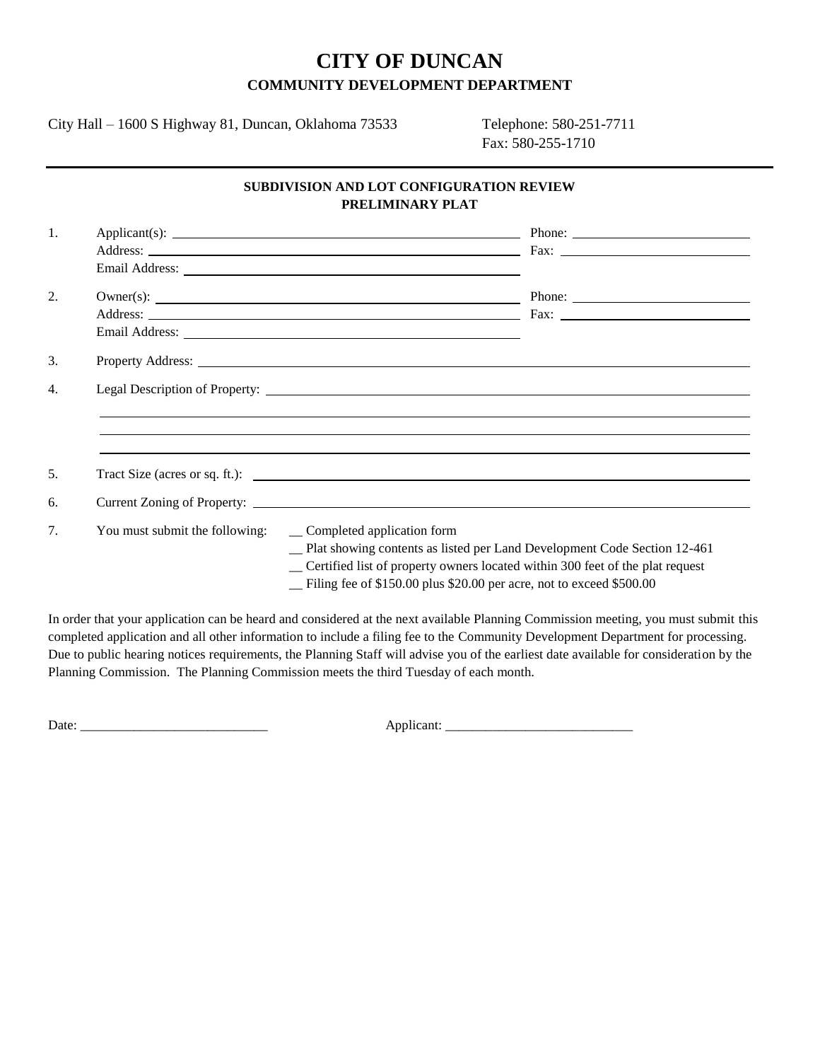# CITY OF DUNCAN

## COMMUNITY DEVELOPMENT DEPARTMENT

City Hall – 1600 S Highway 81, Duncan, Oklahoma 73533

Telephone: 580-251-7711
Fax: 580-255-1710

---

### SUBDIVISION AND LOT CONFIGURATION REVIEW
### PRELIMINARY PLAT

1. Applicant(s): ____________________ Phone: ____________________
   Address: ____________________ Fax: ____________________
   Email Address: ____________________

2. Owner(s): ____________________ Phone: ____________________
   Address: ____________________ Fax: ____________________
   Email Address: ____________________

3. Property Address: ____________________

4. Legal Description of Property: ____________________
   ____________________
   ____________________
   ____________________

5. Tract Size (acres or sq. ft.): ____________________

6. Current Zoning of Property: ____________________

7. You must submit the following:
   - __ Completed application form
   - __ Plat showing contents as listed per Land Development Code Section 12-461
   - __ Certified list of property owners located within 300 feet of the plat request
   - __ Filing fee of $150.00 plus $20.00 per acre, not to exceed $500.00

In order that your application can be heard and considered at the next available Planning Commission meeting, you must submit this completed application and all other information to include a filing fee to the Community Development Department for processing. Due to public hearing notices requirements, the Planning Staff will advise you of the earliest date available for consideration by the Planning Commission. The Planning Commission meets the third Tuesday of each month.

Date: ____________________________ Applicant: ____________________________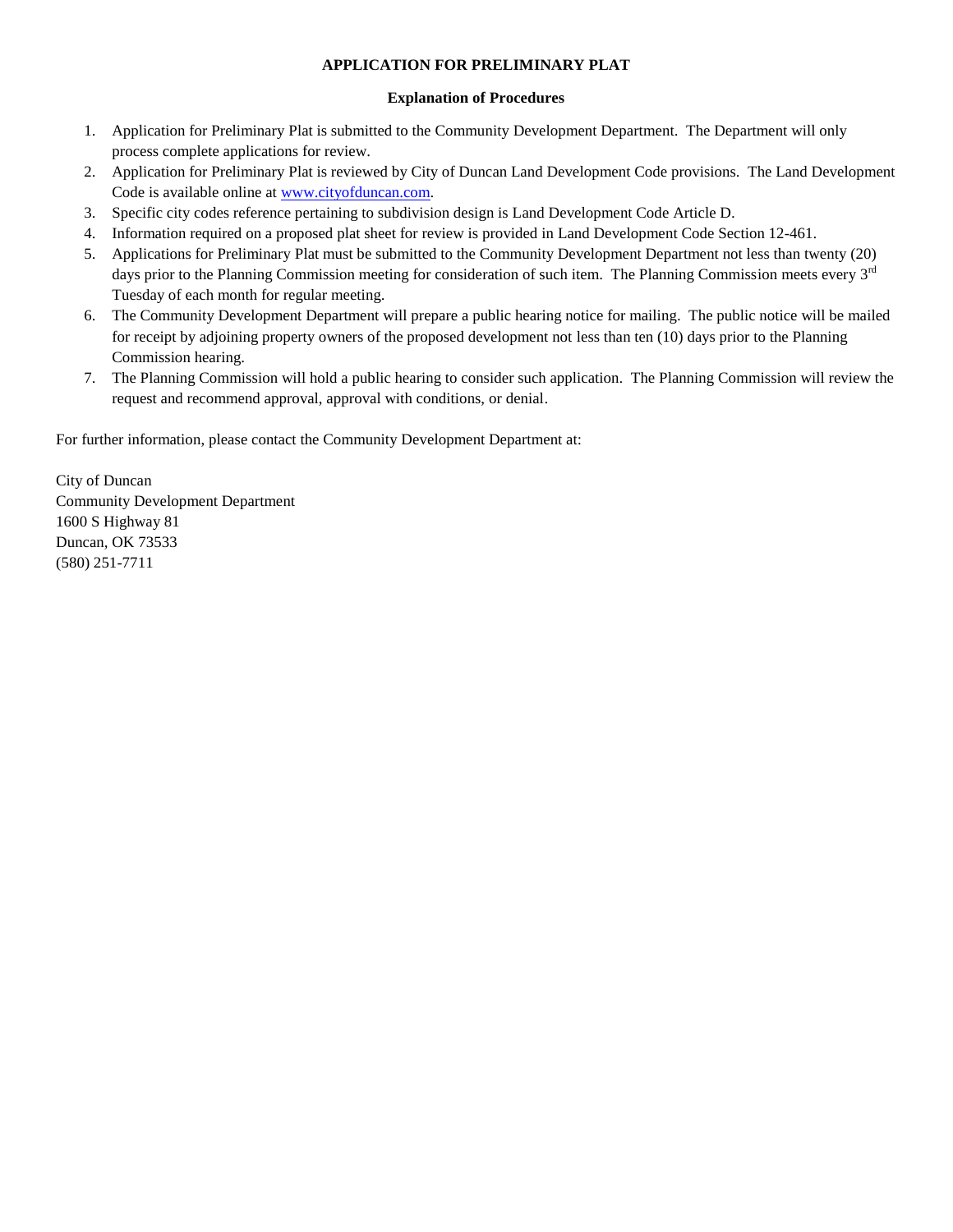**APPLICATION FOR PRELIMINARY PLAT**

**Explanation of Procedures**

1. Application for Preliminary Plat is submitted to the Community Development Department. The Department will only process complete applications for review.
2. Application for Preliminary Plat is reviewed by City of Duncan Land Development Code provisions. The Land Development Code is available online at www.cityofduncan.com.
3. Specific city codes reference pertaining to subdivision design is Land Development Code Article D.
4. Information required on a proposed plat sheet for review is provided in Land Development Code Section 12-461.
5. Applications for Preliminary Plat must be submitted to the Community Development Department not less than twenty (20) days prior to the Planning Commission meeting for consideration of such item. The Planning Commission meets every 3rd Tuesday of each month for regular meeting.
6. The Community Development Department will prepare a public hearing notice for mailing. The public notice will be mailed for receipt by adjoining property owners of the proposed development not less than ten (10) days prior to the Planning Commission hearing.
7. The Planning Commission will hold a public hearing to consider such application. The Planning Commission will review the request and recommend approval, approval with conditions, or denial.

For further information, please contact the Community Development Department at:

City of Duncan
Community Development Department
1600 S Highway 81
Duncan, OK 73533
(580) 251-7711